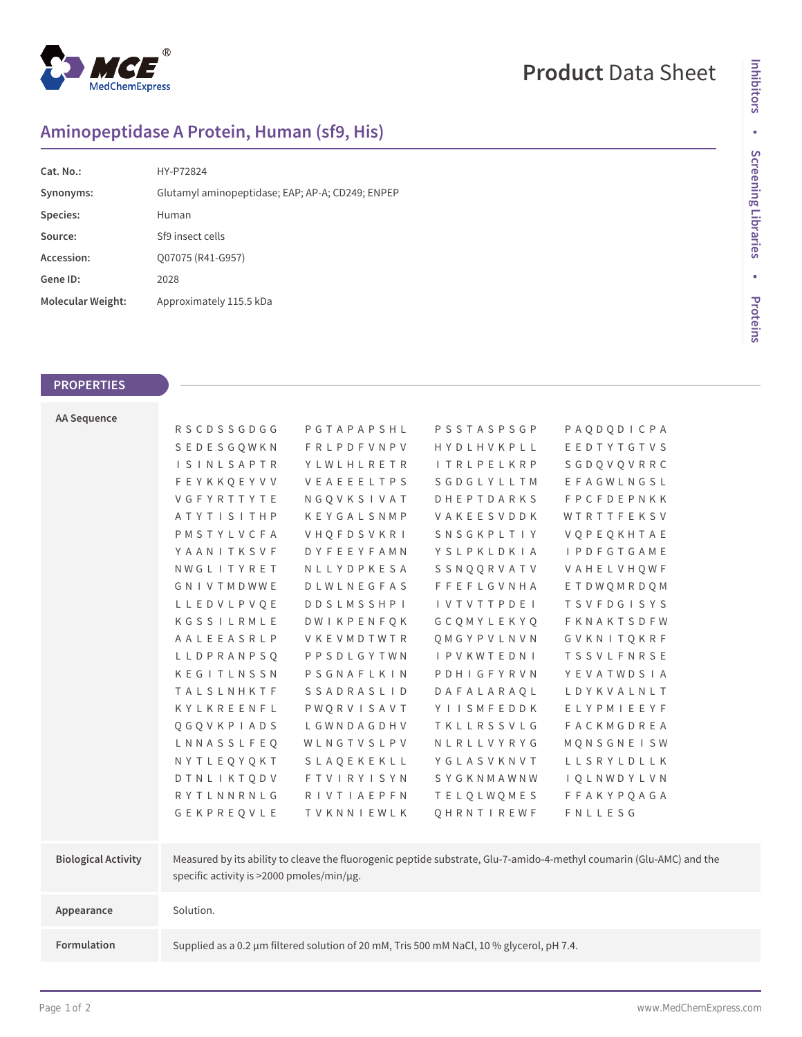# Aminopeptidase A Protein, Human (sf9, His)

| | |
|---|---|
| **Cat. No.:** | HY-P72824 |
| **Synonyms:** | Glutamyl aminopeptidase; EAP; AP-A; CD249; ENPEP |
| **Species:** | Human |
| **Source:** | Sf9 insect cells |
| **Accession:** | Q07075 (R41-G957) |
| **Gene ID:** | 2028 |
| **Molecular Weight:** | Approximately 115.5 kDa |

## PROPERTIES

| | |
|---|---|
| **AA Sequence** | RSCDSSGDGG PGTAPAPSHL PSSTASPSGP PAQDQDICPA SEDESGQWKN FRLPDFVNPV HYDLHVKPLL EEDTYTGTVS ISINLSAPTR YLWLHLRETR ITRLPELKRP SGDQVQVRRC FEYKKQEYVV VEAEEELTPS SGDGLYLLTM EFAGWLNGSL VGFYRTTYTE NGQVKSIVAT DHEPTDARKS FPCFDEPNKK ATYTISITHP KEYGALSNMP VAKEESVDDK WTRTTFEKSV PMSTYLVCFA VHQFDSVKRI SNSGKPLTIY VQPEQKHTAE YAANITKSVF DYFEEYFAMN YSLPKLDKIA IPDFGTGAME NWGLITYRET NLLYDPKESA SSNQQRVATV VAHELVHQWF GNIVTMDWWE DLWLNEGFAS FFEFLGVNHA ETDWQMRDQM LLEDVLPVQE DDSLMSSHPI IVTVTTPDEI TSVFDGISYS KGSSILRMLE DWIKPENFQK GCQMYLEKYQ FKNAKTSDFW AALEEASRLP VKEVMDTWTR QMGYPVLNVN GVKNITQKRF LLDPRANPSQ PPSDLGYTWN IPVKWTEDNI TSSVLFNRSE KEGITLNSSN PSGNAFLKIN PDHIGFYRVN YEVATWDSIA TALSLNHKTF SSADRASLID DAFALARAQL LDYKVALNLT KYLKREENFL PWQRVISAVT YIISMFEDDK ELYPMIEEYF QGQVKPIADS LGWNDAGDHV TKLLRSSVLG FACKMGDREA LNNASSLFEQ WLNGTVSLPV NLRLLVYRYG MQNSGNEISW NYTLEQYQKT SLAQEKEKLL YGLASVKNVT LLSRYLDLLK DTNLIKTQDV FTVIRYISYN SYGKNMAWNW IQLNWDYLVN RYTLNNRNLG RIVTIAEPFN TELQLWQMES FFAKYPQAGA GEKPREQVLE TVKNNIEWLK QHRNTIREWF FNLLESG |
| **Biological Activity** | Measured by its ability to cleave the fluorogenic peptide substrate, Glu-7-amido-4-methyl coumarin (Glu-AMC) and the specific activity is >2000 pmoles/min/μg. |
| **Appearance** | Solution. |
| **Formulation** | Supplied as a 0.2 μm filtered solution of 20 mM, Tris 500 mM NaCl, 10 % glycerol, pH 7.4. |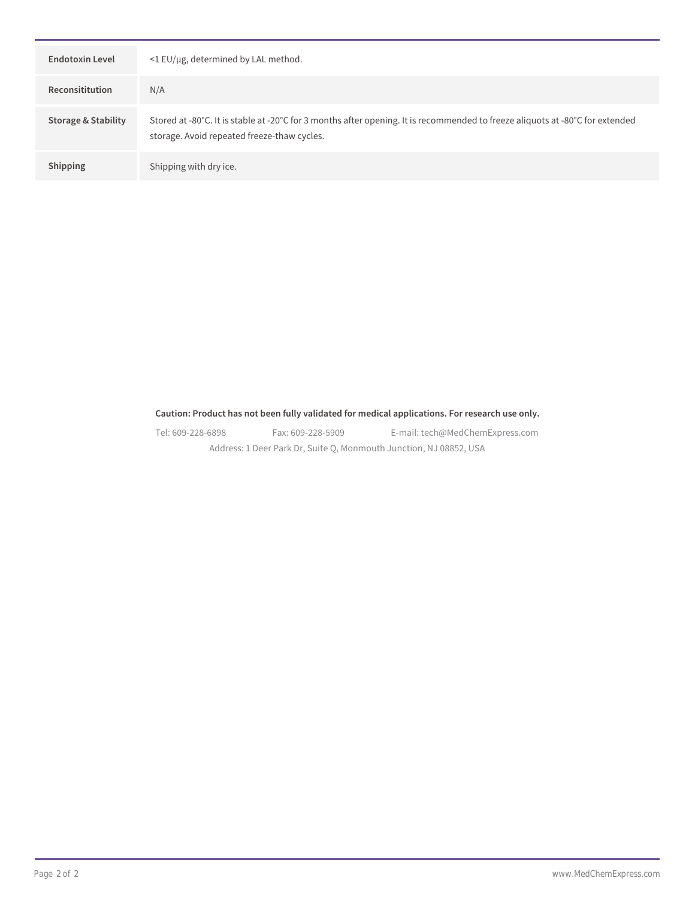| | |
|---|---|
| **Endotoxin Level** | <1 EU/μg, determined by LAL method. |
| **Reconsititution** | N/A |
| **Storage & Stability** | Stored at -80°C. It is stable at -20°C for 3 months after opening. It is recommended to freeze aliquots at -80°C for extended storage. Avoid repeated freeze-thaw cycles. |
| **Shipping** | Shipping with dry ice. |

**Caution: Product has not been fully validated for medical applications. For research use only.**

Tel: 609-228-6898 Fax: 609-228-5909 E-mail: tech@MedChemExpress.com

Address: 1 Deer Park Dr, Suite Q, Monmouth Junction, NJ 08852, USA